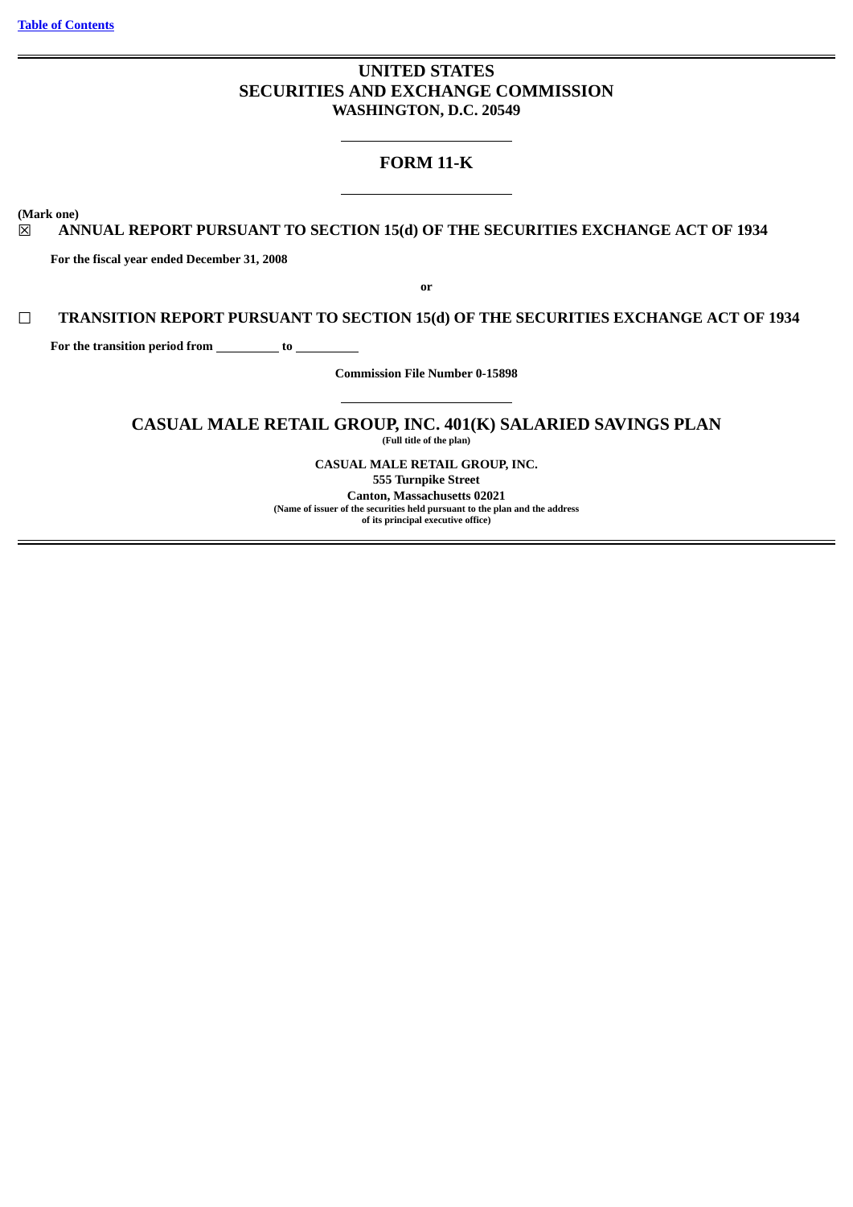[Table of Contents]

# UNITED STATES
# SECURITIES AND EXCHANGE COMMISSION
## WASHINGTON, D.C. 20549

## FORM 11-K

**(Mark one)**

☒ **ANNUAL REPORT PURSUANT TO SECTION 15(d) OF THE SECURITIES EXCHANGE ACT OF 1934**

**For the fiscal year ended December 31, 2008**

**or**

☐ **TRANSITION REPORT PURSUANT TO SECTION 15(d) OF THE SECURITIES EXCHANGE ACT OF 1934**

**For the transition period from \_\_\_\_\_\_\_\_\_\_ to \_\_\_\_\_\_\_\_\_\_**

**Commission File Number 0-15898**

## CASUAL MALE RETAIL GROUP, INC. 401(K) SALARIED SAVINGS PLAN
**(Full title of the plan)**

**CASUAL MALE RETAIL GROUP, INC.**
**555 Turnpike Street**
**Canton, Massachusetts 02021**
**(Name of issuer of the securities held pursuant to the plan and the address of its principal executive office)**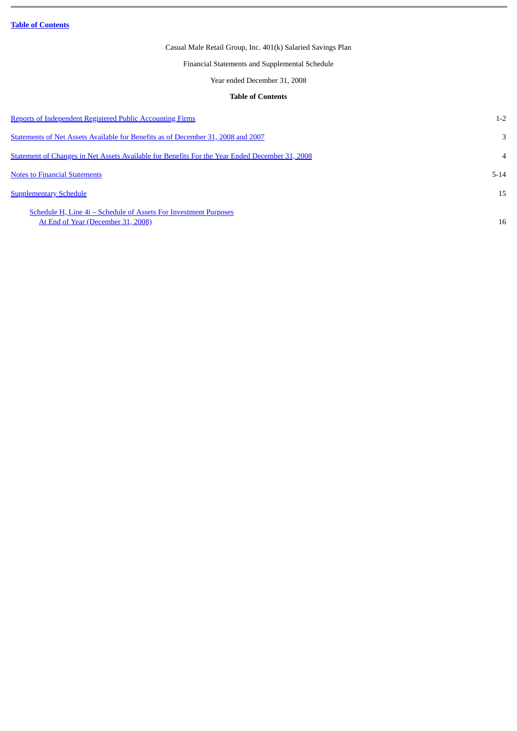**Table of Contents**

Casual Male Retail Group, Inc. 401(k) Salaried Savings Plan

Financial Statements and Supplemental Schedule

Year ended December 31, 2008

**Table of Contents**

| | |
|---|---|
| Reports of Independent Registered Public Accounting Firms | 1-2 |
| Statements of Net Assets Available for Benefits as of December 31, 2008 and 2007 | 3 |
| Statement of Changes in Net Assets Available for Benefits For the Year Ended December 31, 2008 | 4 |
| Notes to Financial Statements | 5-14 |
| Supplementary Schedule | 15 |
| Schedule H, Line 4i – Schedule of Assets For Investment Purposes At End of Year (December 31, 2008) | 16 |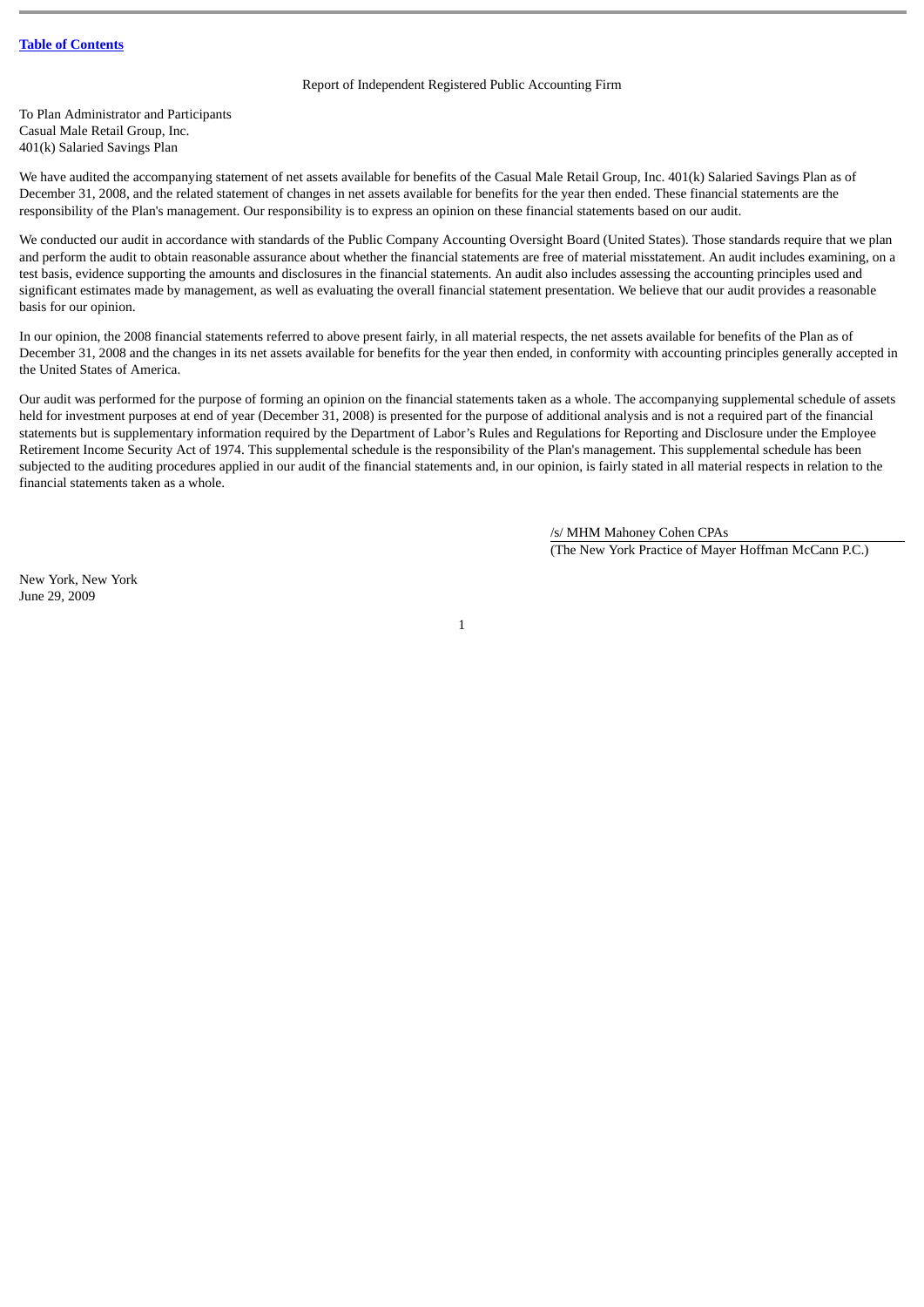[Table of Contents](#)

## Report of Independent Registered Public Accounting Firm

To Plan Administrator and Participants
Casual Male Retail Group, Inc.
401(k) Salaried Savings Plan

We have audited the accompanying statement of net assets available for benefits of the Casual Male Retail Group, Inc. 401(k) Salaried Savings Plan as of December 31, 2008, and the related statement of changes in net assets available for benefits for the year then ended. These financial statements are the responsibility of the Plan's management. Our responsibility is to express an opinion on these financial statements based on our audit.

We conducted our audit in accordance with standards of the Public Company Accounting Oversight Board (United States). Those standards require that we plan and perform the audit to obtain reasonable assurance about whether the financial statements are free of material misstatement. An audit includes examining, on a test basis, evidence supporting the amounts and disclosures in the financial statements. An audit also includes assessing the accounting principles used and significant estimates made by management, as well as evaluating the overall financial statement presentation. We believe that our audit provides a reasonable basis for our opinion.

In our opinion, the 2008 financial statements referred to above present fairly, in all material respects, the net assets available for benefits of the Plan as of December 31, 2008 and the changes in its net assets available for benefits for the year then ended, in conformity with accounting principles generally accepted in the United States of America.

Our audit was performed for the purpose of forming an opinion on the financial statements taken as a whole. The accompanying supplemental schedule of assets held for investment purposes at end of year (December 31, 2008) is presented for the purpose of additional analysis and is not a required part of the financial statements but is supplementary information required by the Department of Labor's Rules and Regulations for Reporting and Disclosure under the Employee Retirement Income Security Act of 1974. This supplemental schedule is the responsibility of the Plan's management. This supplemental schedule has been subjected to the auditing procedures applied in our audit of the financial statements and, in our opinion, is fairly stated in all material respects in relation to the financial statements taken as a whole.

/s/ MHM Mahoney Cohen CPAs
(The New York Practice of Mayer Hoffman McCann P.C.)

New York, New York
June 29, 2009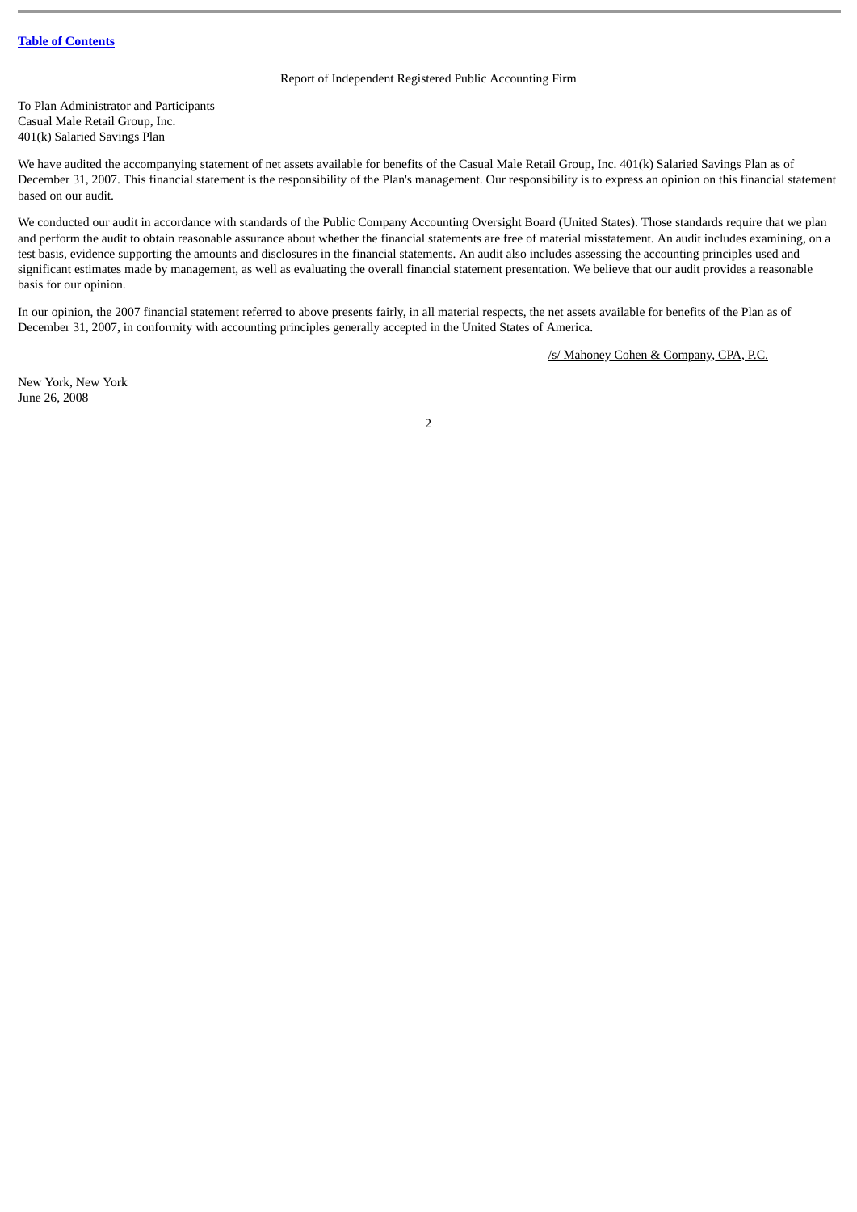Table of Contents

## Report of Independent Registered Public Accounting Firm

To Plan Administrator and Participants
Casual Male Retail Group, Inc.
401(k) Salaried Savings Plan

We have audited the accompanying statement of net assets available for benefits of the Casual Male Retail Group, Inc. 401(k) Salaried Savings Plan as of December 31, 2007. This financial statement is the responsibility of the Plan's management. Our responsibility is to express an opinion on this financial statement based on our audit.

We conducted our audit in accordance with standards of the Public Company Accounting Oversight Board (United States). Those standards require that we plan and perform the audit to obtain reasonable assurance about whether the financial statements are free of material misstatement. An audit includes examining, on a test basis, evidence supporting the amounts and disclosures in the financial statements. An audit also includes assessing the accounting principles used and significant estimates made by management, as well as evaluating the overall financial statement presentation. We believe that our audit provides a reasonable basis for our opinion.

In our opinion, the 2007 financial statement referred to above presents fairly, in all material respects, the net assets available for benefits of the Plan as of December 31, 2007, in conformity with accounting principles generally accepted in the United States of America.

/s/ Mahoney Cohen & Company, CPA, P.C.

New York, New York
June 26, 2008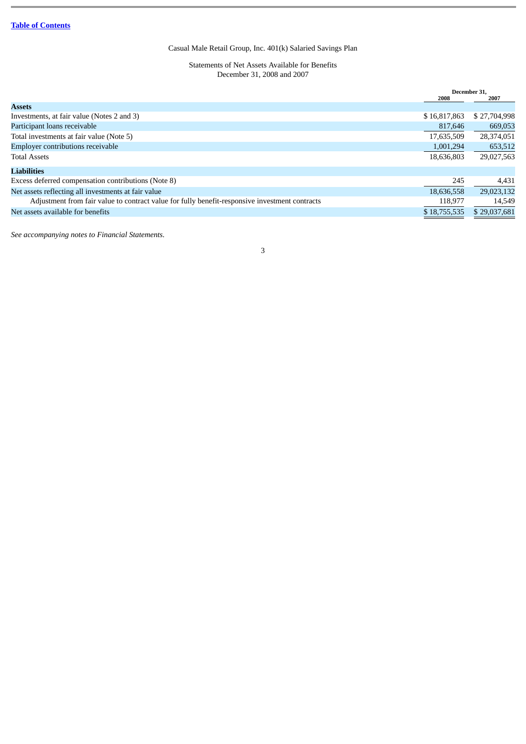Table of Contents

Casual Male Retail Group, Inc. 401(k) Salaried Savings Plan

Statements of Net Assets Available for Benefits
December 31, 2008 and 2007

| | December 31, 2008 | December 31, 2007 |
|---|---|---|
| **Assets** | | |
| Investments, at fair value (Notes 2 and 3) | $ 16,817,863 | $ 27,704,998 |
| Participant loans receivable | 817,646 | 669,053 |
| Total investments at fair value (Note 5) | 17,635,509 | 28,374,051 |
| Employer contributions receivable | 1,001,294 | 653,512 |
| Total Assets | 18,636,803 | 29,027,563 |
| **Liabilities** | | |
| Excess deferred compensation contributions (Note 8) | 245 | 4,431 |
| Net assets reflecting all investments at fair value | 18,636,558 | 29,023,132 |
| Adjustment from fair value to contract value for fully benefit-responsive investment contracts | 118,977 | 14,549 |
| Net assets available for benefits | $ 18,755,535 | $ 29,037,681 |

*See accompanying notes to Financial Statements.*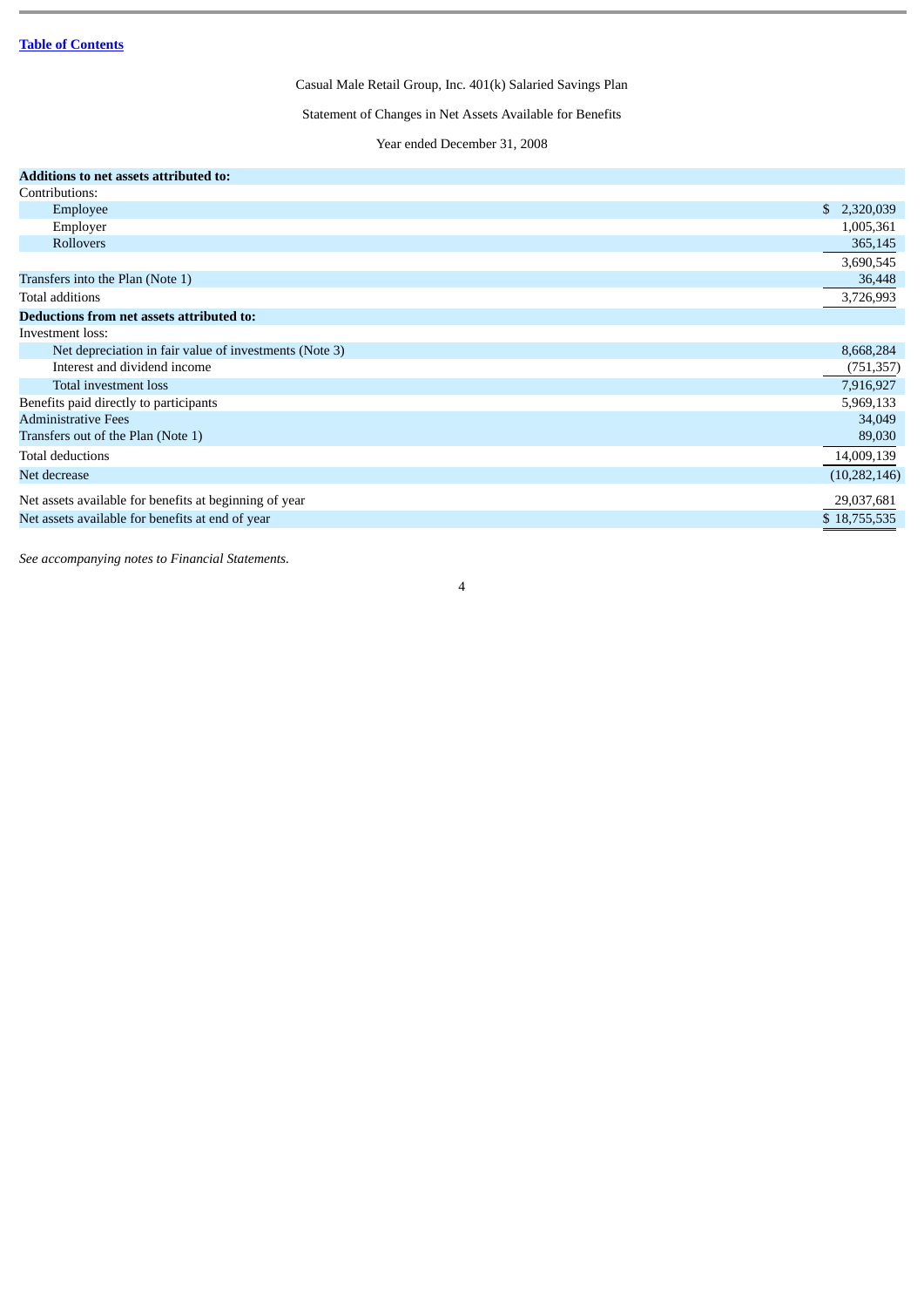Table of Contents

Casual Male Retail Group, Inc. 401(k) Salaried Savings Plan

Statement of Changes in Net Assets Available for Benefits

Year ended December 31, 2008

| | |
|---|---|
| **Additions to net assets attributed to:** | |
| Contributions: | |
| Employee | $ 2,320,039 |
| Employer | 1,005,361 |
| Rollovers | 365,145 |
| | 3,690,545 |
| Transfers into the Plan (Note 1) | 36,448 |
| Total additions | 3,726,993 |
| **Deductions from net assets attributed to:** | |
| Investment loss: | |
| Net depreciation in fair value of investments (Note 3) | 8,668,284 |
| Interest and dividend income | (751,357) |
| Total investment loss | 7,916,927 |
| Benefits paid directly to participants | 5,969,133 |
| Administrative Fees | 34,049 |
| Transfers out of the Plan (Note 1) | 89,030 |
| Total deductions | 14,009,139 |
| Net decrease | (10,282,146) |
| Net assets available for benefits at beginning of year | 29,037,681 |
| Net assets available for benefits at end of year | $ 18,755,535 |

*See accompanying notes to Financial Statements.*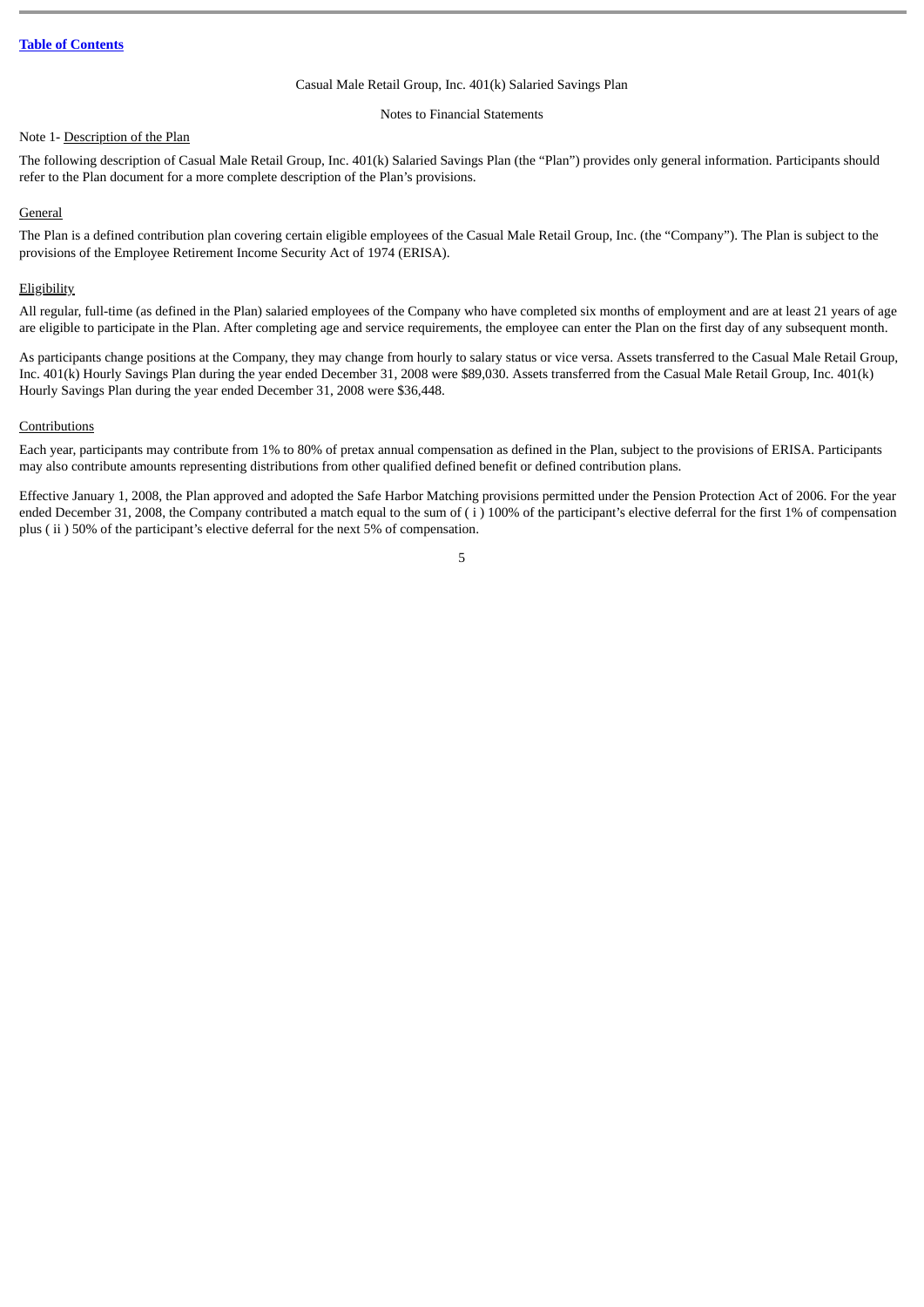Casual Male Retail Group, Inc. 401(k) Salaried Savings Plan

Notes to Financial Statements

Note 1- Description of the Plan

The following description of Casual Male Retail Group, Inc. 401(k) Salaried Savings Plan (the "Plan") provides only general information. Participants should refer to the Plan document for a more complete description of the Plan's provisions.

General

The Plan is a defined contribution plan covering certain eligible employees of the Casual Male Retail Group, Inc. (the "Company"). The Plan is subject to the provisions of the Employee Retirement Income Security Act of 1974 (ERISA).

Eligibility

All regular, full-time (as defined in the Plan) salaried employees of the Company who have completed six months of employment and are at least 21 years of age are eligible to participate in the Plan. After completing age and service requirements, the employee can enter the Plan on the first day of any subsequent month.

As participants change positions at the Company, they may change from hourly to salary status or vice versa. Assets transferred to the Casual Male Retail Group, Inc. 401(k) Hourly Savings Plan during the year ended December 31, 2008 were $89,030. Assets transferred from the Casual Male Retail Group, Inc. 401(k) Hourly Savings Plan during the year ended December 31, 2008 were $36,448.

Contributions

Each year, participants may contribute from 1% to 80% of pretax annual compensation as defined in the Plan, subject to the provisions of ERISA. Participants may also contribute amounts representing distributions from other qualified defined benefit or defined contribution plans.

Effective January 1, 2008, the Plan approved and adopted the Safe Harbor Matching provisions permitted under the Pension Protection Act of 2006. For the year ended December 31, 2008, the Company contributed a match equal to the sum of ( i ) 100% of the participant's elective deferral for the first 1% of compensation plus ( ii ) 50% of the participant's elective deferral for the next 5% of compensation.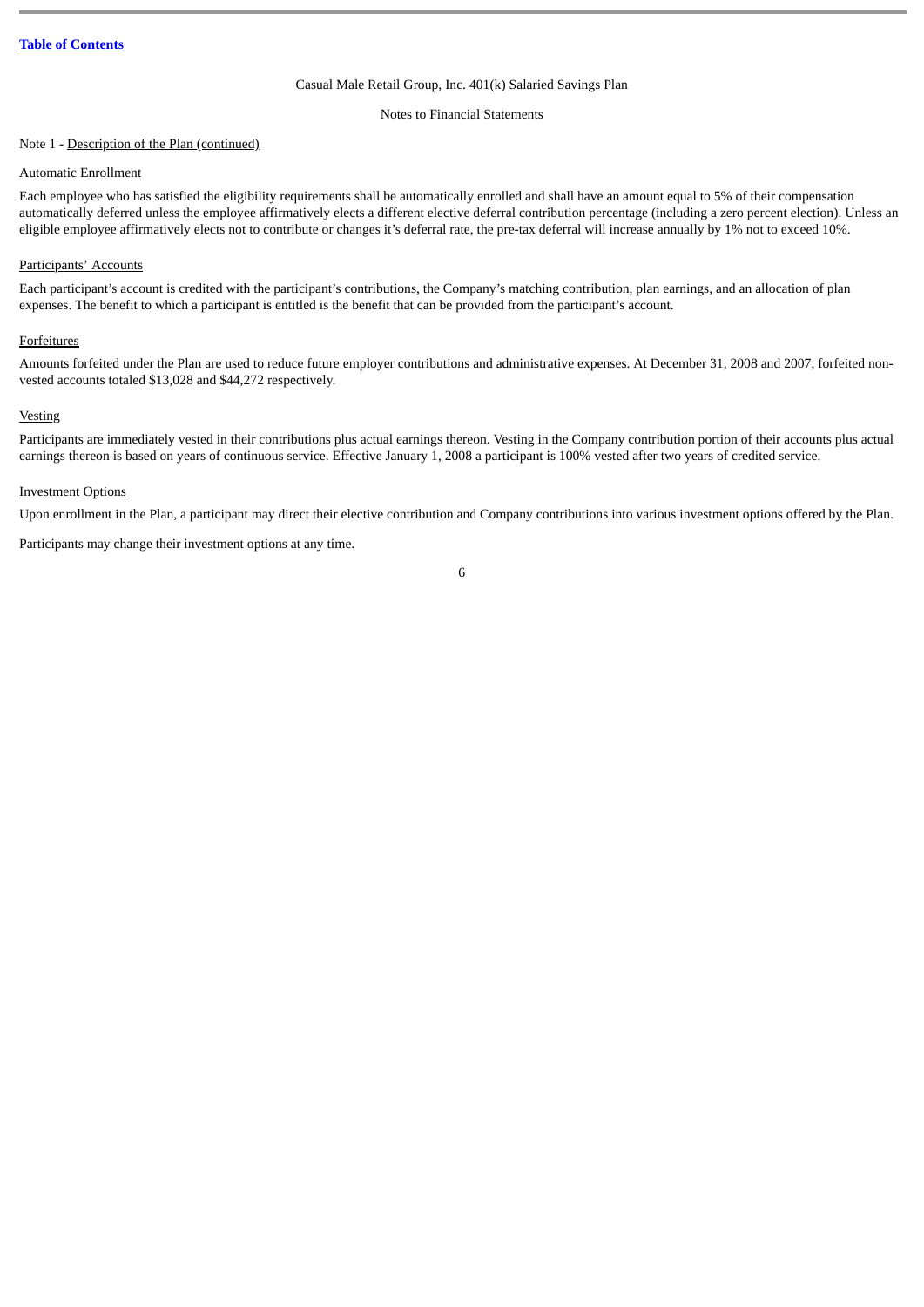Casual Male Retail Group, Inc. 401(k) Salaried Savings Plan

Notes to Financial Statements

Note 1 - Description of the Plan (continued)

Automatic Enrollment

Each employee who has satisfied the eligibility requirements shall be automatically enrolled and shall have an amount equal to 5% of their compensation automatically deferred unless the employee affirmatively elects a different elective deferral contribution percentage (including a zero percent election). Unless an eligible employee affirmatively elects not to contribute or changes it's deferral rate, the pre-tax deferral will increase annually by 1% not to exceed 10%.

Participants' Accounts

Each participant's account is credited with the participant's contributions, the Company's matching contribution, plan earnings, and an allocation of plan expenses. The benefit to which a participant is entitled is the benefit that can be provided from the participant's account.

Forfeitures

Amounts forfeited under the Plan are used to reduce future employer contributions and administrative expenses. At December 31, 2008 and 2007, forfeited non-vested accounts totaled $13,028 and $44,272 respectively.

Vesting

Participants are immediately vested in their contributions plus actual earnings thereon. Vesting in the Company contribution portion of their accounts plus actual earnings thereon is based on years of continuous service. Effective January 1, 2008 a participant is 100% vested after two years of credited service.

Investment Options

Upon enrollment in the Plan, a participant may direct their elective contribution and Company contributions into various investment options offered by the Plan.

Participants may change their investment options at any time.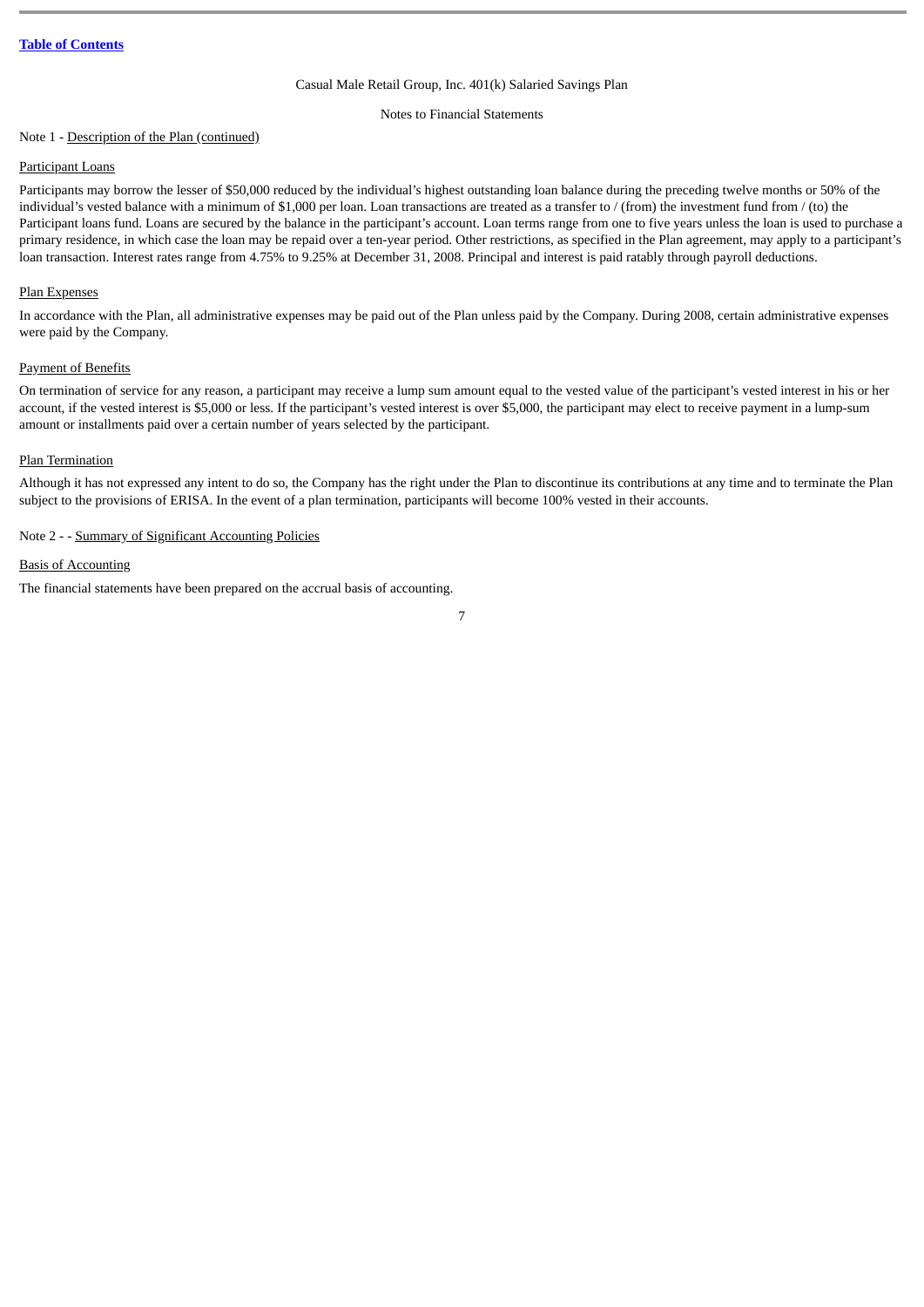Casual Male Retail Group, Inc. 401(k) Salaried Savings Plan

Notes to Financial Statements

Note 1 - Description of the Plan (continued)

Participant Loans

Participants may borrow the lesser of $50,000 reduced by the individual's highest outstanding loan balance during the preceding twelve months or 50% of the individual's vested balance with a minimum of $1,000 per loan. Loan transactions are treated as a transfer to / (from) the investment fund from / (to) the Participant loans fund. Loans are secured by the balance in the participant's account. Loan terms range from one to five years unless the loan is used to purchase a primary residence, in which case the loan may be repaid over a ten-year period. Other restrictions, as specified in the Plan agreement, may apply to a participant's loan transaction. Interest rates range from 4.75% to 9.25% at December 31, 2008. Principal and interest is paid ratably through payroll deductions.

Plan Expenses

In accordance with the Plan, all administrative expenses may be paid out of the Plan unless paid by the Company. During 2008, certain administrative expenses were paid by the Company.

Payment of Benefits

On termination of service for any reason, a participant may receive a lump sum amount equal to the vested value of the participant's vested interest in his or her account, if the vested interest is $5,000 or less. If the participant's vested interest is over $5,000, the participant may elect to receive payment in a lump-sum amount or installments paid over a certain number of years selected by the participant.

Plan Termination

Although it has not expressed any intent to do so, the Company has the right under the Plan to discontinue its contributions at any time and to terminate the Plan subject to the provisions of ERISA. In the event of a plan termination, participants will become 100% vested in their accounts.

Note 2 - - Summary of Significant Accounting Policies

Basis of Accounting

The financial statements have been prepared on the accrual basis of accounting.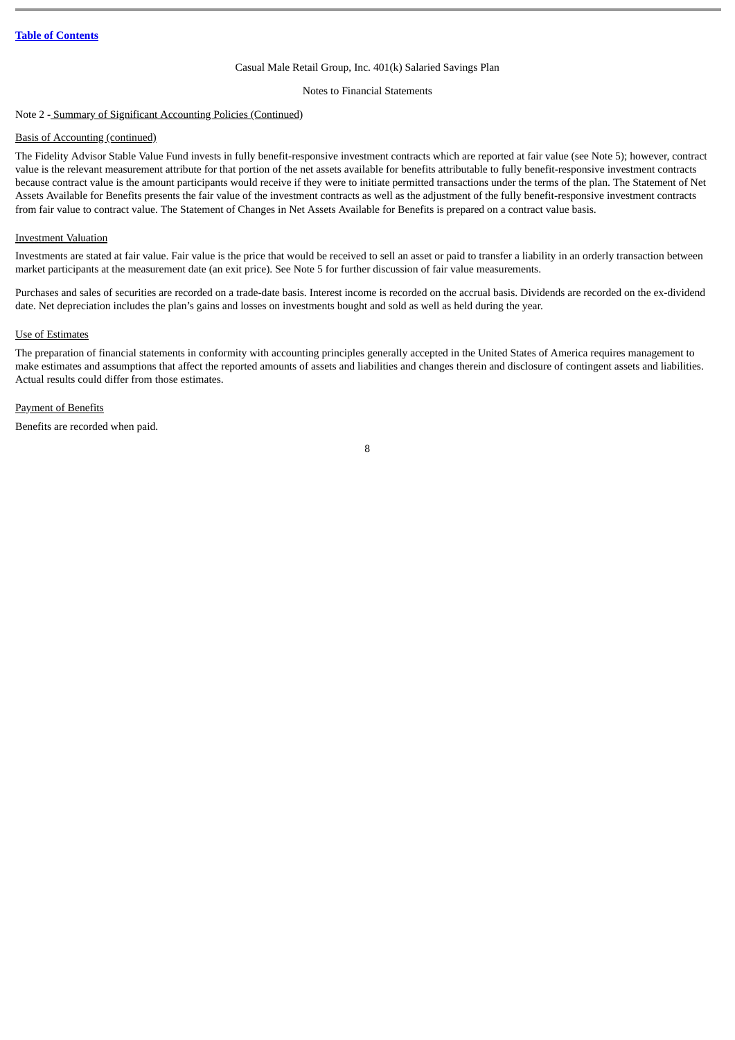Casual Male Retail Group, Inc. 401(k) Salaried Savings Plan

Notes to Financial Statements

Note 2 - Summary of Significant Accounting Policies (Continued)

Basis of Accounting (continued)

The Fidelity Advisor Stable Value Fund invests in fully benefit-responsive investment contracts which are reported at fair value (see Note 5); however, contract value is the relevant measurement attribute for that portion of the net assets available for benefits attributable to fully benefit-responsive investment contracts because contract value is the amount participants would receive if they were to initiate permitted transactions under the terms of the plan. The Statement of Net Assets Available for Benefits presents the fair value of the investment contracts as well as the adjustment of the fully benefit-responsive investment contracts from fair value to contract value. The Statement of Changes in Net Assets Available for Benefits is prepared on a contract value basis.

Investment Valuation

Investments are stated at fair value. Fair value is the price that would be received to sell an asset or paid to transfer a liability in an orderly transaction between market participants at the measurement date (an exit price). See Note 5 for further discussion of fair value measurements.

Purchases and sales of securities are recorded on a trade-date basis. Interest income is recorded on the accrual basis. Dividends are recorded on the ex-dividend date. Net depreciation includes the plan's gains and losses on investments bought and sold as well as held during the year.

Use of Estimates

The preparation of financial statements in conformity with accounting principles generally accepted in the United States of America requires management to make estimates and assumptions that affect the reported amounts of assets and liabilities and changes therein and disclosure of contingent assets and liabilities. Actual results could differ from those estimates.

Payment of Benefits

Benefits are recorded when paid.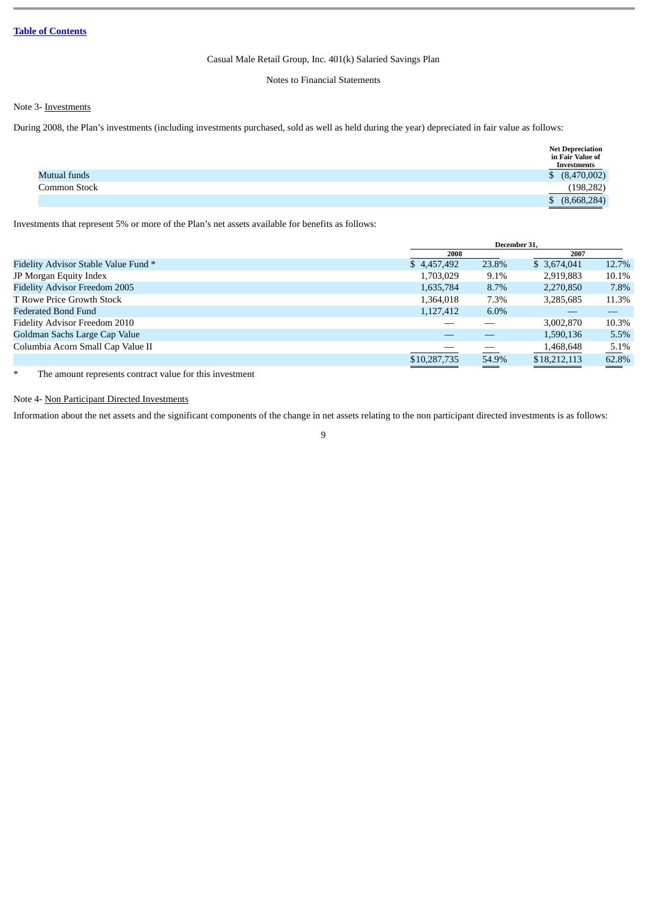Casual Male Retail Group, Inc. 401(k) Salaried Savings Plan

Notes to Financial Statements

Note 3- Investments

During 2008, the Plan's investments (including investments purchased, sold as well as held during the year) depreciated in fair value as follows:

| | Net Depreciation in Fair Value of Investments |
|---|---|
| Mutual funds | $ (8,470,002) |
| Common Stock | (198,282) |
| | $ (8,668,284) |

Investments that represent 5% or more of the Plan's net assets available for benefits as follows:

| | December 31, | | | |
|---|---|---|---|---|
| | 2008 | | 2007 | |
| Fidelity Advisor Stable Value Fund * | $ 4,457,492 | 23.8% | $ 3,674,041 | 12.7% |
| JP Morgan Equity Index | 1,703,029 | 9.1% | 2,919,883 | 10.1% |
| Fidelity Advisor Freedom 2005 | 1,635,784 | 8.7% | 2,270,850 | 7.8% |
| T Rowe Price Growth Stock | 1,364,018 | 7.3% | 3,285,685 | 11.3% |
| Federated Bond Fund | 1,127,412 | 6.0% | — | — |
| Fidelity Advisor Freedom 2010 | — | — | 3,002,870 | 10.3% |
| Goldman Sachs Large Cap Value | — | — | 1,590,136 | 5.5% |
| Columbia Acorn Small Cap Value II | — | — | 1,468,648 | 5.1% |
| | $10,287,735 | 54.9% | $18,212,113 | 62.8% |

\* The amount represents contract value for this investment

Note 4- Non Participant Directed Investments

Information about the net assets and the significant components of the change in net assets relating to the non participant directed investments is as follows: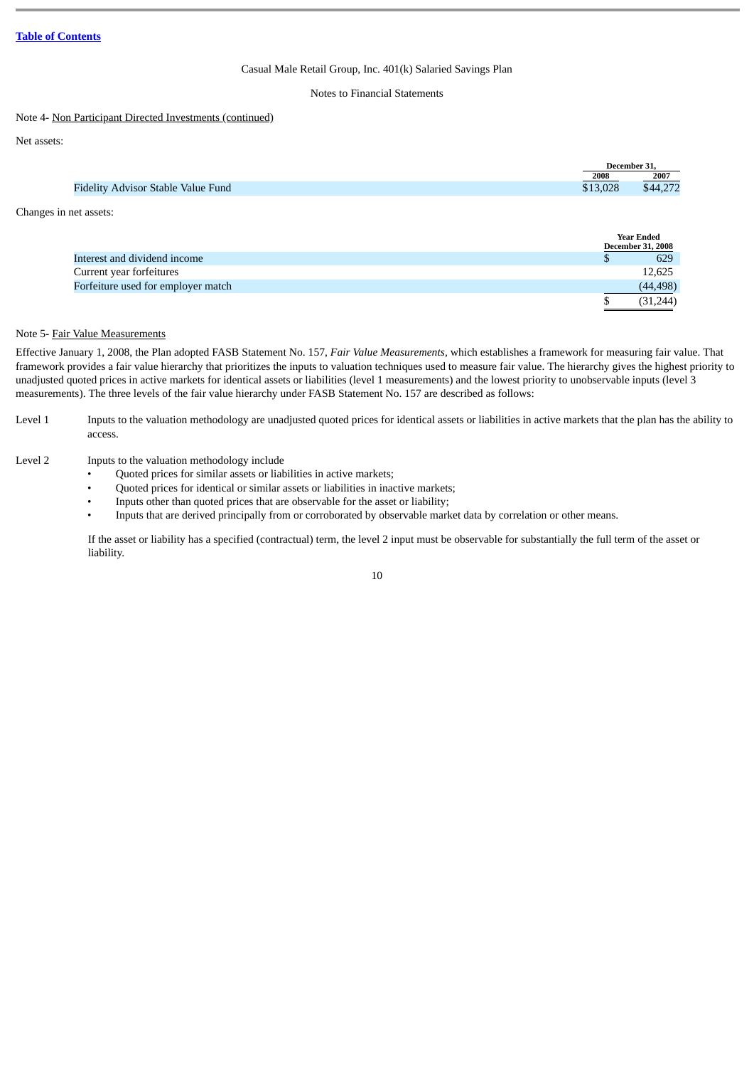[Table of Contents]

Casual Male Retail Group, Inc. 401(k) Salaried Savings Plan

Notes to Financial Statements

Note 4- Non Participant Directed Investments (continued)

Net assets:

| | December 31, 2008 | December 31, 2007 |
|---|---|---|
| Fidelity Advisor Stable Value Fund | $13,028 | $44,272 |

Changes in net assets:

| | Year Ended December 31, 2008 |
|---|---|
| Interest and dividend income | $ 629 |
| Current year forfeitures | 12,625 |
| Forfeiture used for employer match | (44,498) |
| | $ (31,244) |

Note 5- Fair Value Measurements

Effective January 1, 2008, the Plan adopted FASB Statement No. 157, *Fair Value Measurements*, which establishes a framework for measuring fair value. That framework provides a fair value hierarchy that prioritizes the inputs to valuation techniques used to measure fair value. The hierarchy gives the highest priority to unadjusted quoted prices in active markets for identical assets or liabilities (level 1 measurements) and the lowest priority to unobservable inputs (level 3 measurements). The three levels of the fair value hierarchy under FASB Statement No. 157 are described as follows:

Level 1 — Inputs to the valuation methodology are unadjusted quoted prices for identical assets or liabilities in active markets that the plan has the ability to access.

Level 2 — Inputs to the valuation methodology include

- Quoted prices for similar assets or liabilities in active markets;
- Quoted prices for identical or similar assets or liabilities in inactive markets;
- Inputs other than quoted prices that are observable for the asset or liability;
- Inputs that are derived principally from or corroborated by observable market data by correlation or other means.

If the asset or liability has a specified (contractual) term, the level 2 input must be observable for substantially the full term of the asset or liability.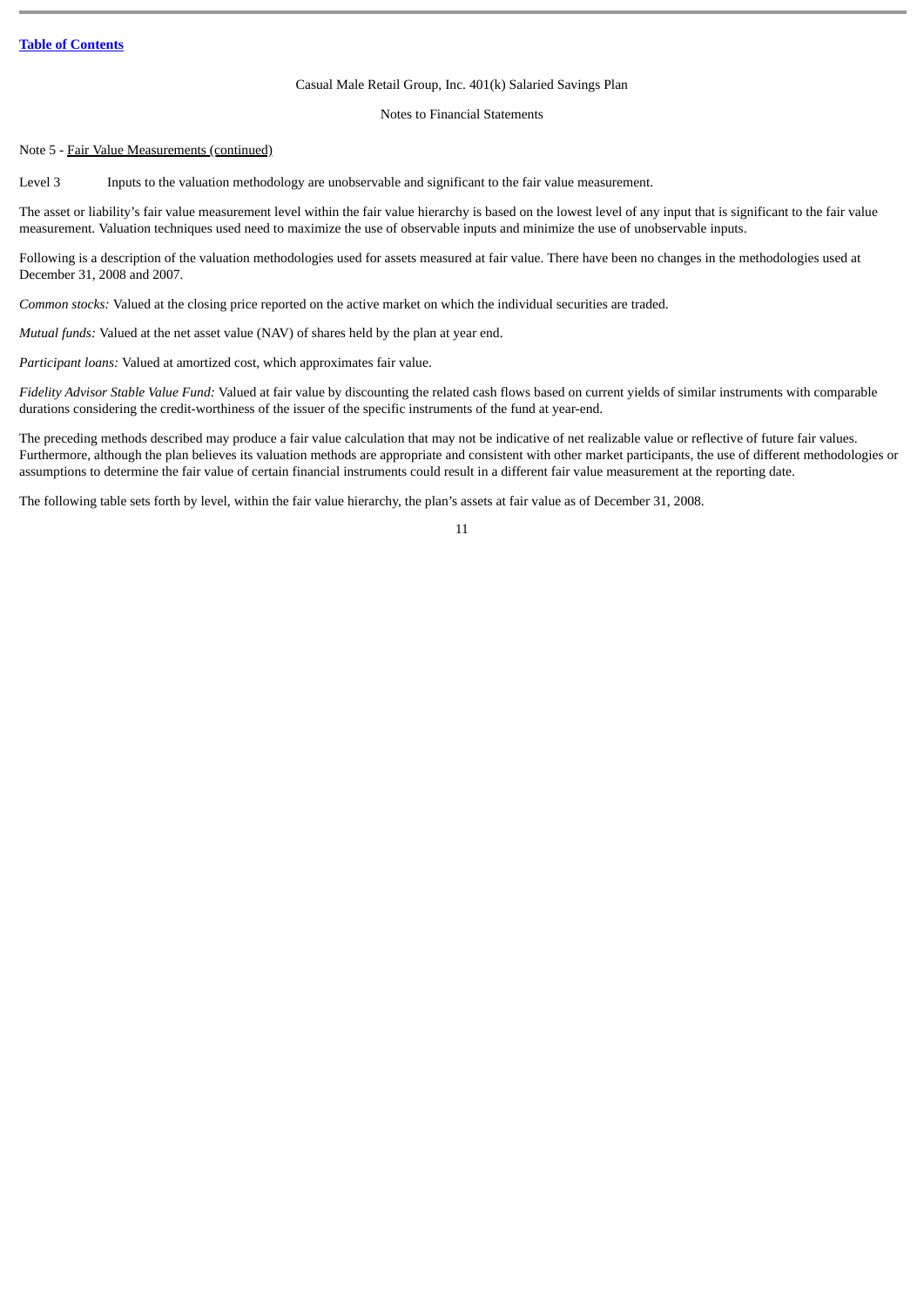Casual Male Retail Group, Inc. 401(k) Salaried Savings Plan

Notes to Financial Statements

Note 5 - Fair Value Measurements (continued)

Level 3 Inputs to the valuation methodology are unobservable and significant to the fair value measurement.

The asset or liability's fair value measurement level within the fair value hierarchy is based on the lowest level of any input that is significant to the fair value measurement. Valuation techniques used need to maximize the use of observable inputs and minimize the use of unobservable inputs.

Following is a description of the valuation methodologies used for assets measured at fair value. There have been no changes in the methodologies used at December 31, 2008 and 2007.

*Common stocks:* Valued at the closing price reported on the active market on which the individual securities are traded.

*Mutual funds:* Valued at the net asset value (NAV) of shares held by the plan at year end.

*Participant loans:* Valued at amortized cost, which approximates fair value.

*Fidelity Advisor Stable Value Fund:* Valued at fair value by discounting the related cash flows based on current yields of similar instruments with comparable durations considering the credit-worthiness of the issuer of the specific instruments of the fund at year-end.

The preceding methods described may produce a fair value calculation that may not be indicative of net realizable value or reflective of future fair values. Furthermore, although the plan believes its valuation methods are appropriate and consistent with other market participants, the use of different methodologies or assumptions to determine the fair value of certain financial instruments could result in a different fair value measurement at the reporting date.

The following table sets forth by level, within the fair value hierarchy, the plan's assets at fair value as of December 31, 2008.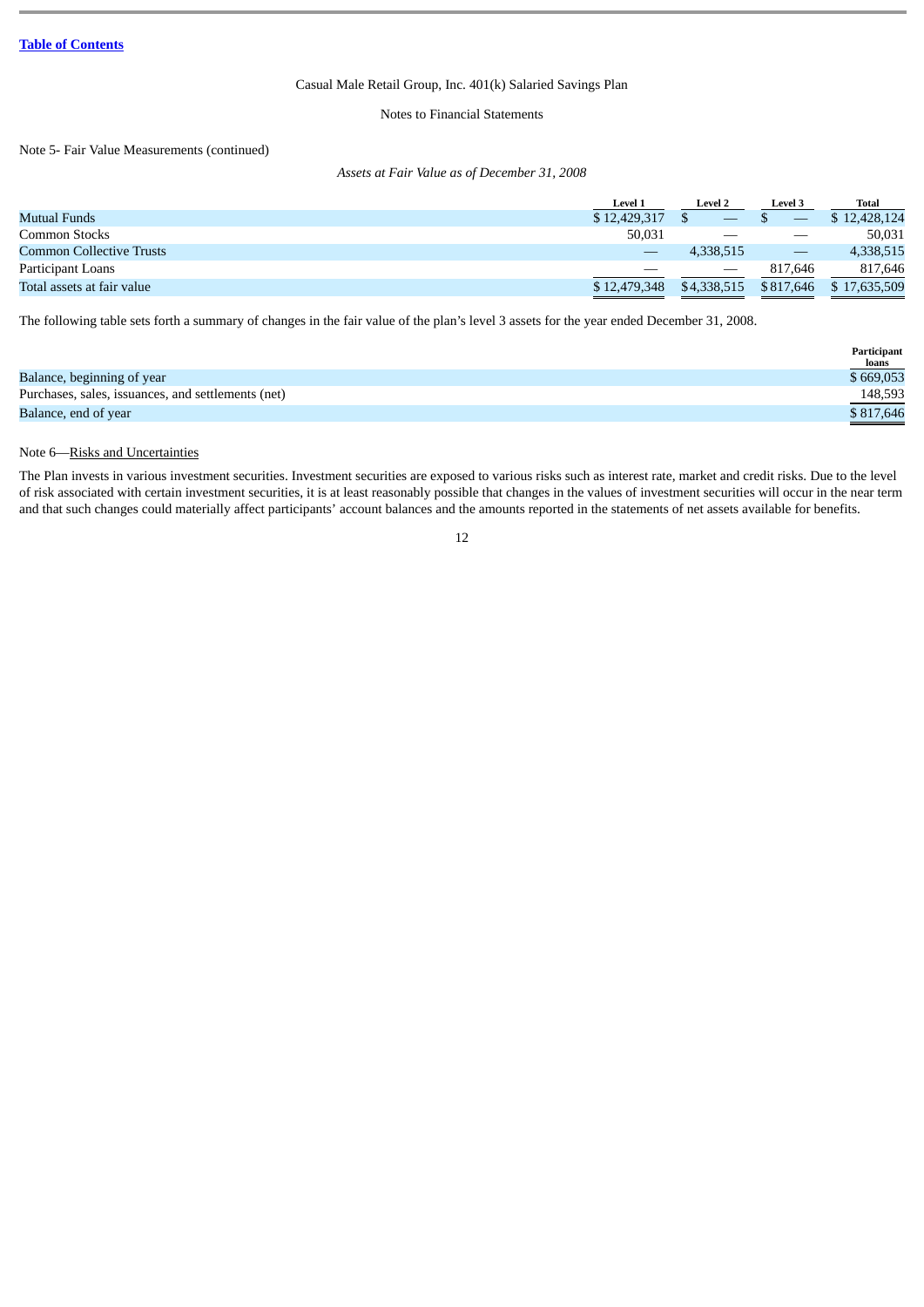Casual Male Retail Group, Inc. 401(k) Salaried Savings Plan

Notes to Financial Statements

Note 5- Fair Value Measurements (continued)

*Assets at Fair Value as of December 31, 2008*

| | Level 1 | Level 2 | Level 3 | Total |
|---|---|---|---|---|
| Mutual Funds | $ 12,429,317 | $ — | $ — | $ 12,428,124 |
| Common Stocks | 50,031 | — | — | 50,031 |
| Common Collective Trusts | — | 4,338,515 | — | 4,338,515 |
| Participant Loans | — | — | 817,646 | 817,646 |
| Total assets at fair value | $ 12,479,348 | $4,338,515 | $817,646 | $ 17,635,509 |

The following table sets forth a summary of changes in the fair value of the plan's level 3 assets for the year ended December 31, 2008.

| | Participant loans |
|---|---|
| Balance, beginning of year | $ 669,053 |
| Purchases, sales, issuances, and settlements (net) | 148,593 |
| Balance, end of year | $ 817,646 |

Note 6—Risks and Uncertainties

The Plan invests in various investment securities. Investment securities are exposed to various risks such as interest rate, market and credit risks. Due to the level of risk associated with certain investment securities, it is at least reasonably possible that changes in the values of investment securities will occur in the near term and that such changes could materially affect participants' account balances and the amounts reported in the statements of net assets available for benefits.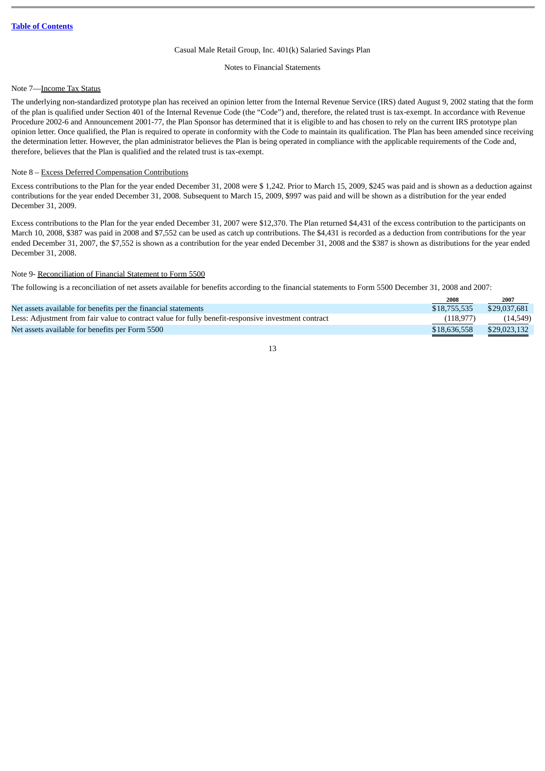Casual Male Retail Group, Inc. 401(k) Salaried Savings Plan

Notes to Financial Statements

Note 7—Income Tax Status

The underlying non-standardized prototype plan has received an opinion letter from the Internal Revenue Service (IRS) dated August 9, 2002 stating that the form of the plan is qualified under Section 401 of the Internal Revenue Code (the "Code") and, therefore, the related trust is tax-exempt. In accordance with Revenue Procedure 2002-6 and Announcement 2001-77, the Plan Sponsor has determined that it is eligible to and has chosen to rely on the current IRS prototype plan opinion letter. Once qualified, the Plan is required to operate in conformity with the Code to maintain its qualification. The Plan has been amended since receiving the determination letter. However, the plan administrator believes the Plan is being operated in compliance with the applicable requirements of the Code and, therefore, believes that the Plan is qualified and the related trust is tax-exempt.

Note 8 – Excess Deferred Compensation Contributions

Excess contributions to the Plan for the year ended December 31, 2008 were $ 1,242. Prior to March 15, 2009, $245 was paid and is shown as a deduction against contributions for the year ended December 31, 2008. Subsequent to March 15, 2009, $997 was paid and will be shown as a distribution for the year ended December 31, 2009.

Excess contributions to the Plan for the year ended December 31, 2007 were $12,370. The Plan returned $4,431 of the excess contribution to the participants on March 10, 2008, $387 was paid in 2008 and $7,552 can be used as catch up contributions. The $4,431 is recorded as a deduction from contributions for the year ended December 31, 2007, the $7,552 is shown as a contribution for the year ended December 31, 2008 and the $387 is shown as distributions for the year ended December 31, 2008.

Note 9- Reconciliation of Financial Statement to Form 5500

The following is a reconciliation of net assets available for benefits according to the financial statements to Form 5500 December 31, 2008 and 2007:

| | 2008 | 2007 |
|---|---|---|
| Net assets available for benefits per the financial statements | $18,755,535 | $29,037,681 |
| Less: Adjustment from fair value to contract value for fully benefit-responsive investment contract | (118,977) | (14,549) |
| Net assets available for benefits per Form 5500 | $18,636,558 | $29,023,132 |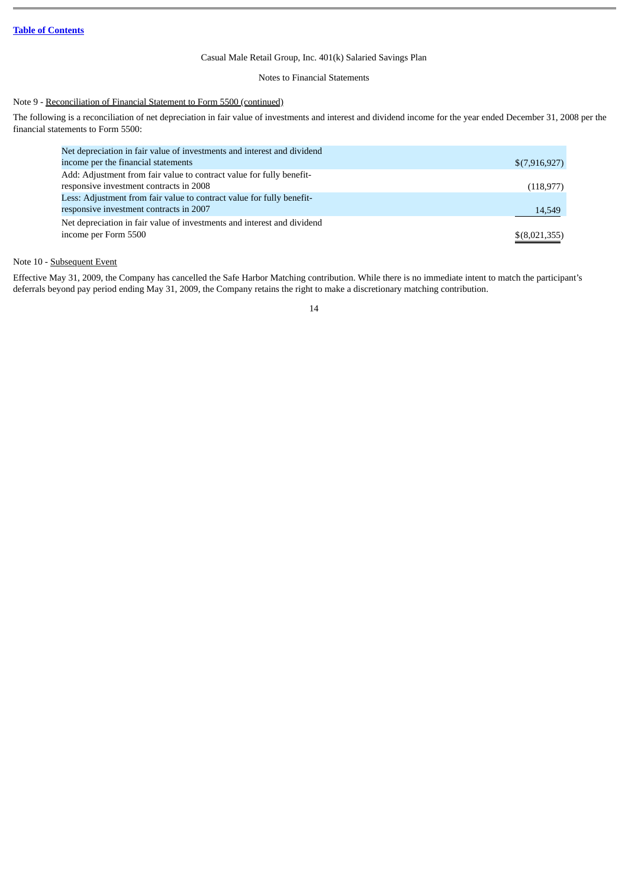Casual Male Retail Group, Inc. 401(k) Salaried Savings Plan

Notes to Financial Statements

Note 9 - Reconciliation of Financial Statement to Form 5500 (continued)

The following is a reconciliation of net depreciation in fair value of investments and interest and dividend income for the year ended December 31, 2008 per the financial statements to Form 5500:

| | |
|---|---|
| Net depreciation in fair value of investments and interest and dividend income per the financial statements | $(7,916,927) |
| Add: Adjustment from fair value to contract value for fully benefit-responsive investment contracts in 2008 | (118,977) |
| Less: Adjustment from fair value to contract value for fully benefit-responsive investment contracts in 2007 | 14,549 |
| Net depreciation in fair value of investments and interest and dividend income per Form 5500 | $(8,021,355) |

Note 10 - Subsequent Event

Effective May 31, 2009, the Company has cancelled the Safe Harbor Matching contribution. While there is no immediate intent to match the participant's deferrals beyond pay period ending May 31, 2009, the Company retains the right to make a discretionary matching contribution.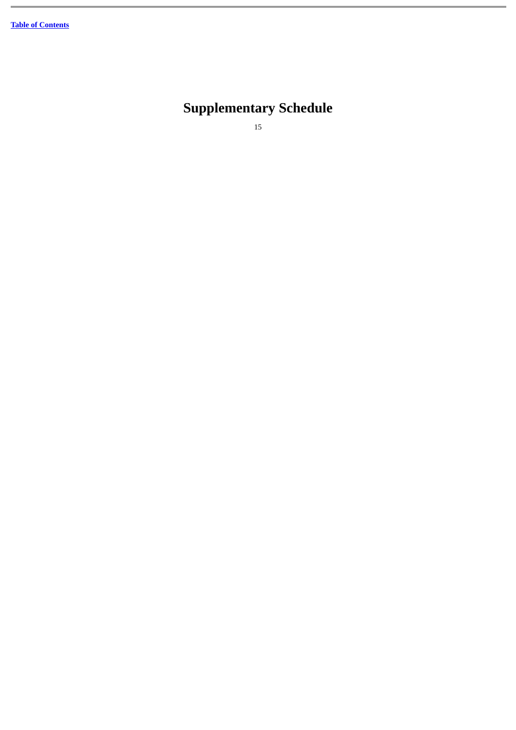# Supplementary Schedule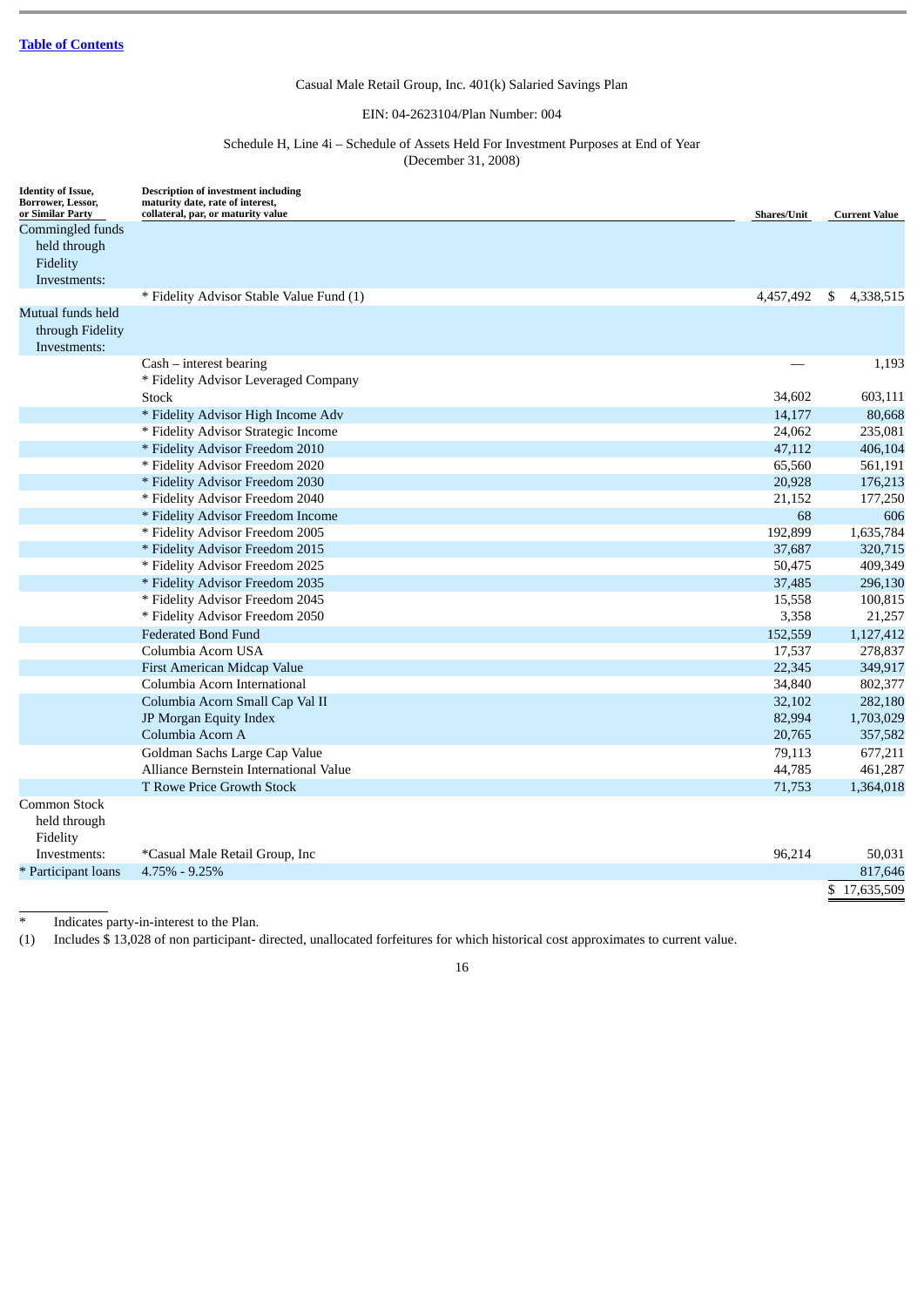Table of Contents

Casual Male Retail Group, Inc. 401(k) Salaried Savings Plan

EIN: 04-2623104/Plan Number: 004

Schedule H, Line 4i – Schedule of Assets Held For Investment Purposes at End of Year
(December 31, 2008)

| Identity of Issue, Borrower, Lessor, or Similar Party | Description of investment including maturity date, rate of interest, collateral, par, or maturity value | Shares/Unit | Current Value |
|---|---|---|---|
| Commingled funds held through Fidelity Investments: | | | |
| | * Fidelity Advisor Stable Value Fund (1) | 4,457,492 | $ 4,338,515 |
| Mutual funds held through Fidelity Investments: | | | |
| | Cash – interest bearing | — | 1,193 |
| | * Fidelity Advisor Leveraged Company Stock | 34,602 | 603,111 |
| | * Fidelity Advisor High Income Adv | 14,177 | 80,668 |
| | * Fidelity Advisor Strategic Income | 24,062 | 235,081 |
| | * Fidelity Advisor Freedom 2010 | 47,112 | 406,104 |
| | * Fidelity Advisor Freedom 2020 | 65,560 | 561,191 |
| | * Fidelity Advisor Freedom 2030 | 20,928 | 176,213 |
| | * Fidelity Advisor Freedom 2040 | 21,152 | 177,250 |
| | * Fidelity Advisor Freedom Income | 68 | 606 |
| | * Fidelity Advisor Freedom 2005 | 192,899 | 1,635,784 |
| | * Fidelity Advisor Freedom 2015 | 37,687 | 320,715 |
| | * Fidelity Advisor Freedom 2025 | 50,475 | 409,349 |
| | * Fidelity Advisor Freedom 2035 | 37,485 | 296,130 |
| | * Fidelity Advisor Freedom 2045 | 15,558 | 100,815 |
| | * Fidelity Advisor Freedom 2050 | 3,358 | 21,257 |
| | Federated Bond Fund | 152,559 | 1,127,412 |
| | Columbia Acorn USA | 17,537 | 278,837 |
| | First American Midcap Value | 22,345 | 349,917 |
| | Columbia Acorn International | 34,840 | 802,377 |
| | Columbia Acorn Small Cap Val II | 32,102 | 282,180 |
| | JP Morgan Equity Index | 82,994 | 1,703,029 |
| | Columbia Acorn A | 20,765 | 357,582 |
| | Goldman Sachs Large Cap Value | 79,113 | 677,211 |
| | Alliance Bernstein International Value | 44,785 | 461,287 |
| | T Rowe Price Growth Stock | 71,753 | 1,364,018 |
| Common Stock held through Fidelity Investments: | *Casual Male Retail Group, Inc | 96,214 | 50,031 |
| * Participant loans | 4.75% - 9.25% | | 817,646 |
| | | | $ 17,635,509 |

\* Indicates party-in-interest to the Plan.

(1) Includes $ 13,028 of non participant- directed, unallocated forfeitures for which historical cost approximates to current value.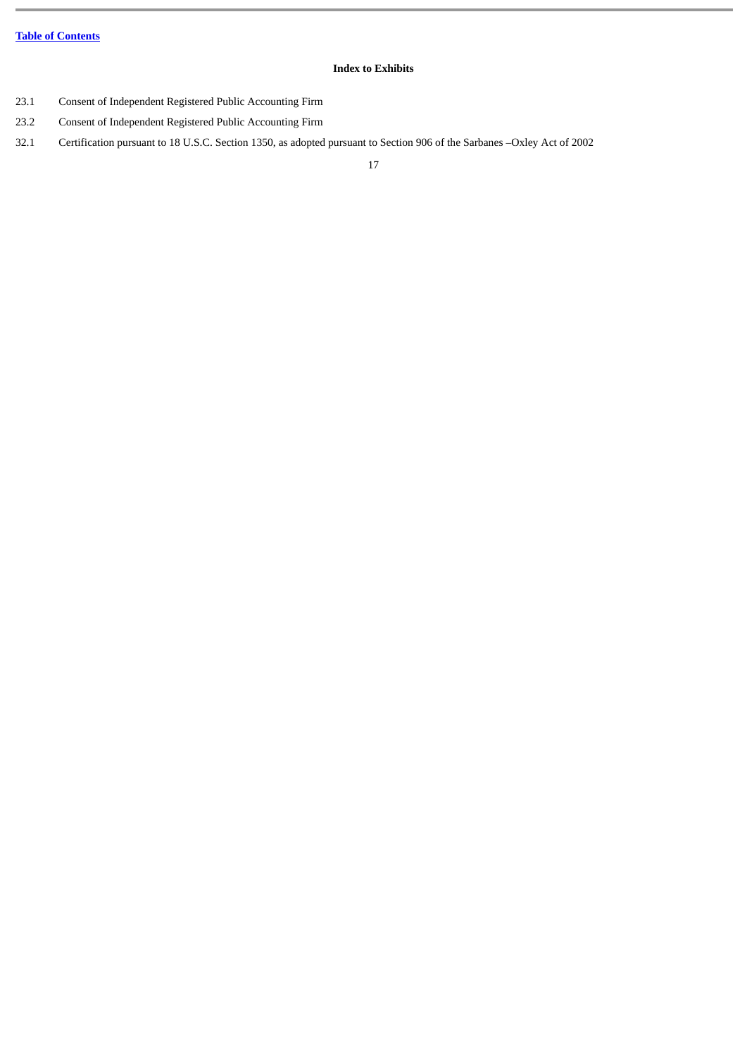[Table of Contents]

## Index to Exhibits

| | |
|---|---|
| 23.1 | Consent of Independent Registered Public Accounting Firm |
| 23.2 | Consent of Independent Registered Public Accounting Firm |
| 32.1 | Certification pursuant to 18 U.S.C. Section 1350, as adopted pursuant to Section 906 of the Sarbanes –Oxley Act of 2002 |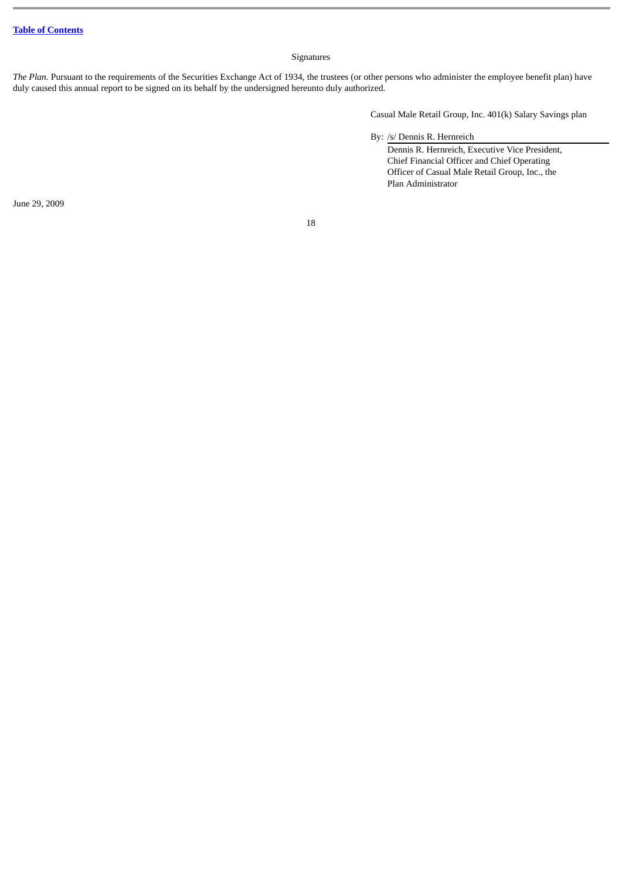Signatures

*The Plan.* Pursuant to the requirements of the Securities Exchange Act of 1934, the trustees (or other persons who administer the employee benefit plan) have duly caused this annual report to be signed on its behalf by the undersigned hereunto duly authorized.

Casual Male Retail Group, Inc. 401(k) Salary Savings plan

By: /s/ Dennis R. Hernreich

Dennis R. Hernreich, Executive Vice President, Chief Financial Officer and Chief Operating Officer of Casual Male Retail Group, Inc., the Plan Administrator

June 29, 2009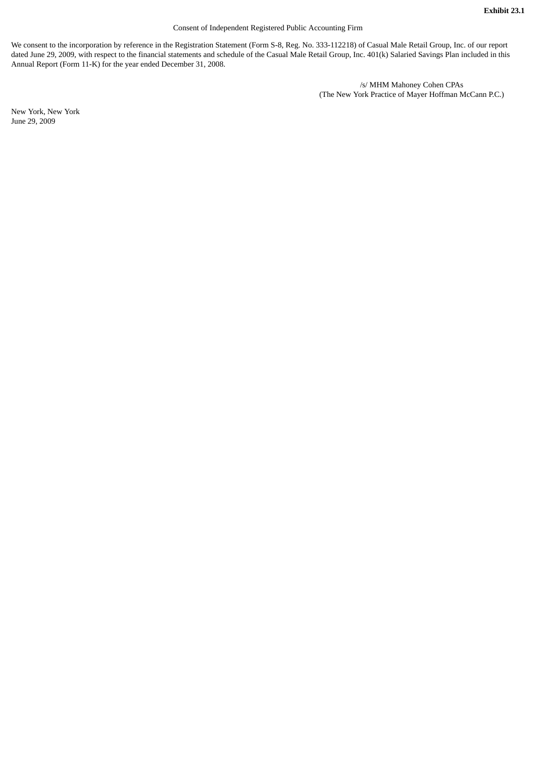**Exhibit 23.1**

Consent of Independent Registered Public Accounting Firm

We consent to the incorporation by reference in the Registration Statement (Form S-8, Reg. No. 333-112218) of Casual Male Retail Group, Inc. of our report dated June 29, 2009, with respect to the financial statements and schedule of the Casual Male Retail Group, Inc. 401(k) Salaried Savings Plan included in this Annual Report (Form 11-K) for the year ended December 31, 2008.

/s/ MHM Mahoney Cohen CPAs
(The New York Practice of Mayer Hoffman McCann P.C.)

New York, New York
June 29, 2009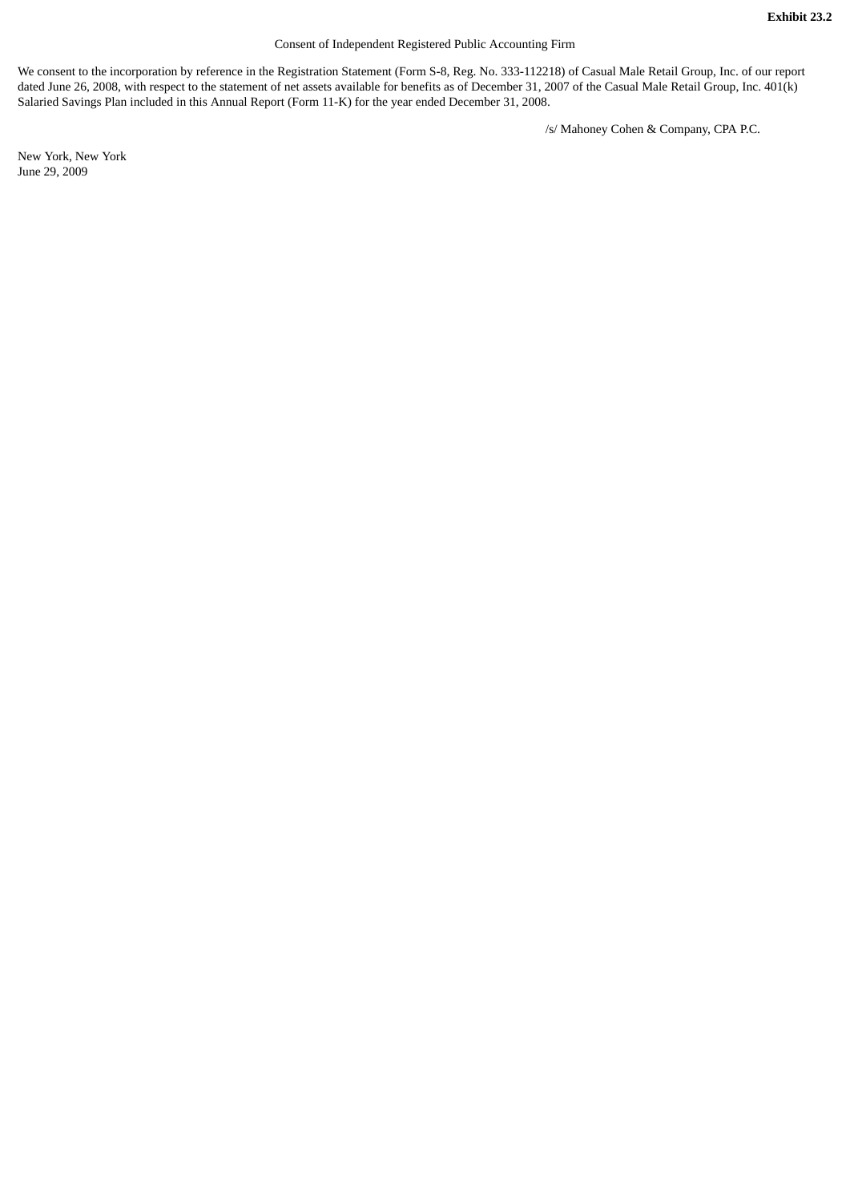**Exhibit 23.2**

Consent of Independent Registered Public Accounting Firm

We consent to the incorporation by reference in the Registration Statement (Form S-8, Reg. No. 333-112218) of Casual Male Retail Group, Inc. of our report dated June 26, 2008, with respect to the statement of net assets available for benefits as of December 31, 2007 of the Casual Male Retail Group, Inc. 401(k) Salaried Savings Plan included in this Annual Report (Form 11-K) for the year ended December 31, 2008.

/s/ Mahoney Cohen & Company, CPA P.C.

New York, New York
June 29, 2009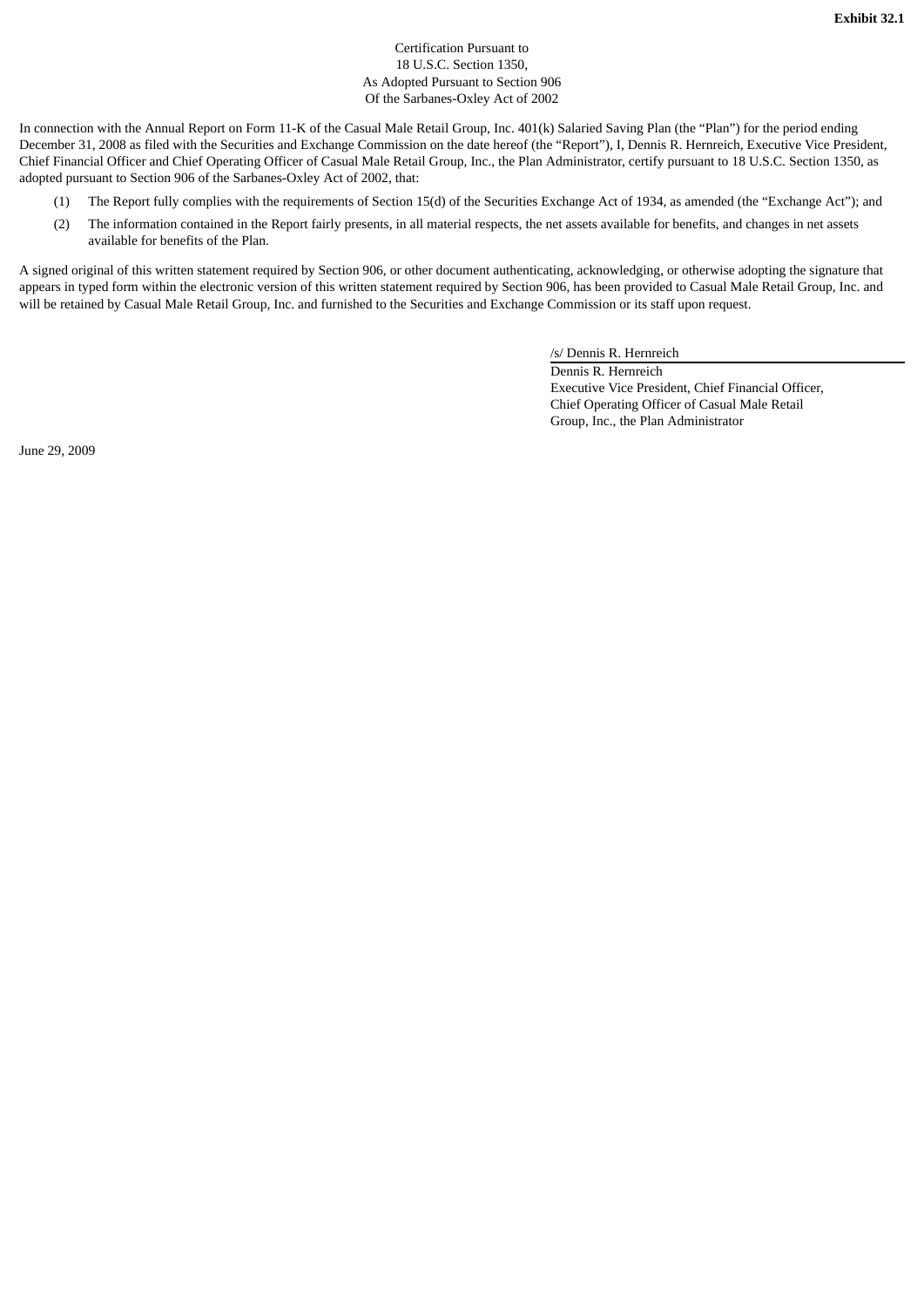**Exhibit 32.1**

Certification Pursuant to
18 U.S.C. Section 1350,
As Adopted Pursuant to Section 906
Of the Sarbanes-Oxley Act of 2002

In connection with the Annual Report on Form 11-K of the Casual Male Retail Group, Inc. 401(k) Salaried Saving Plan (the "Plan") for the period ending December 31, 2008 as filed with the Securities and Exchange Commission on the date hereof (the "Report"), I, Dennis R. Hernreich, Executive Vice President, Chief Financial Officer and Chief Operating Officer of Casual Male Retail Group, Inc., the Plan Administrator, certify pursuant to 18 U.S.C. Section 1350, as adopted pursuant to Section 906 of the Sarbanes-Oxley Act of 2002, that:

(1) The Report fully complies with the requirements of Section 15(d) of the Securities Exchange Act of 1934, as amended (the "Exchange Act"); and

(2) The information contained in the Report fairly presents, in all material respects, the net assets available for benefits, and changes in net assets available for benefits of the Plan.

A signed original of this written statement required by Section 906, or other document authenticating, acknowledging, or otherwise adopting the signature that appears in typed form within the electronic version of this written statement required by Section 906, has been provided to Casual Male Retail Group, Inc. and will be retained by Casual Male Retail Group, Inc. and furnished to the Securities and Exchange Commission or its staff upon request.

/s/ Dennis R. Hernreich
Dennis R. Hernreich
Executive Vice President, Chief Financial Officer,
Chief Operating Officer of Casual Male Retail
Group, Inc., the Plan Administrator

June 29, 2009